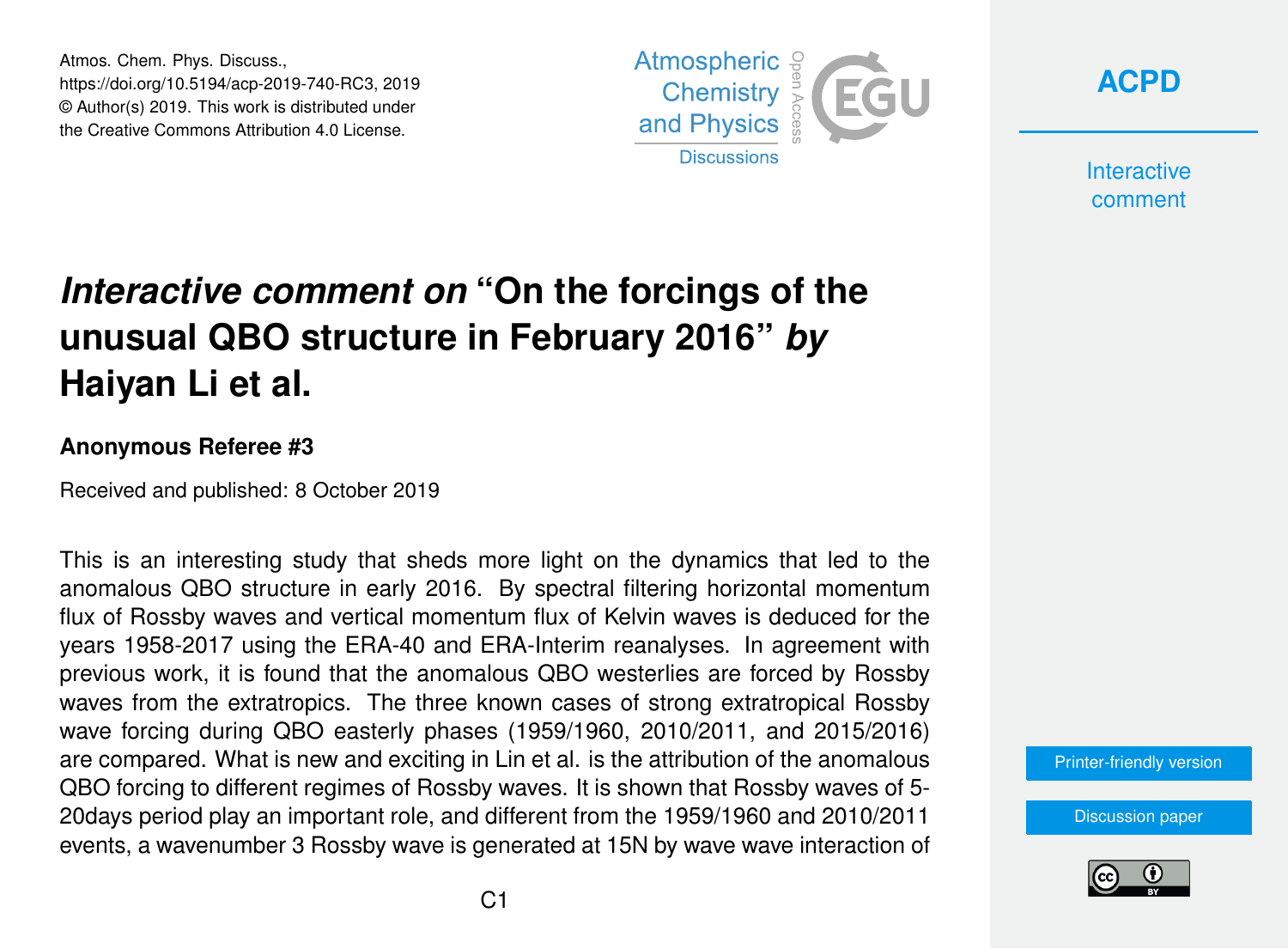# *Interactive comment on* "On the forcings of the unusual QBO structure in February 2016" *by* Haiyan Li et al.

**Anonymous Referee #3**

Received and published: 8 October 2019

This is an interesting study that sheds more light on the dynamics that led to the anomalous QBO structure in early 2016. By spectral filtering horizontal momentum flux of Rossby waves and vertical momentum flux of Kelvin waves is deduced for the years 1958-2017 using the ERA-40 and ERA-Interim reanalyses. In agreement with previous work, it is found that the anomalous QBO westerlies are forced by Rossby waves from the extratropics. The three known cases of strong extratropical Rossby wave forcing during QBO easterly phases (1959/1960, 2010/2011, and 2015/2016) are compared. What is new and exciting in Lin et al. is the attribution of the anomalous QBO forcing to different regimes of Rossby waves. It is shown that Rossby waves of 5-20days period play an important role, and different from the 1959/1960 and 2010/2011 events, a wavenumber 3 Rossby wave is generated at 15N by wave wave interaction of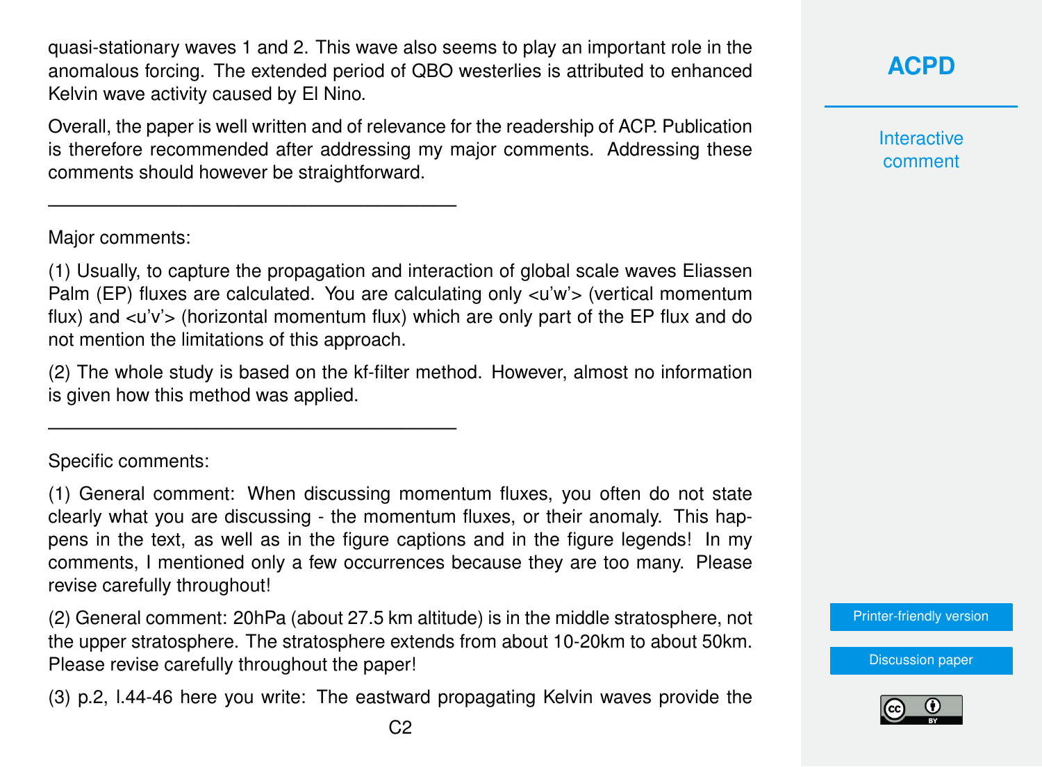quasi-stationary waves 1 and 2. This wave also seems to play an important role in the anomalous forcing. The extended period of QBO westerlies is attributed to enhanced Kelvin wave activity caused by El Nino.

Overall, the paper is well written and of relevance for the readership of ACP. Publication is therefore recommended after addressing my major comments. Addressing these comments should however be straightforward.

---

Major comments:

(1) Usually, to capture the propagation and interaction of global scale waves Eliassen Palm (EP) fluxes are calculated. You are calculating only <u'w'> (vertical momentum flux) and <u'v'> (horizontal momentum flux) which are only part of the EP flux and do not mention the limitations of this approach.

(2) The whole study is based on the kf-filter method. However, almost no information is given how this method was applied.

---

Specific comments:

(1) General comment: When discussing momentum fluxes, you often do not state clearly what you are discussing - the momentum fluxes, or their anomaly. This happens in the text, as well as in the figure captions and in the figure legends! In my comments, I mentioned only a few occurrences because they are too many. Please revise carefully throughout!

(2) General comment: 20hPa (about 27.5 km altitude) is in the middle stratosphere, not the upper stratosphere. The stratosphere extends from about 10-20km to about 50km. Please revise carefully throughout the paper!

(3) p.2, l.44-46 here you write: The eastward propagating Kelvin waves provide the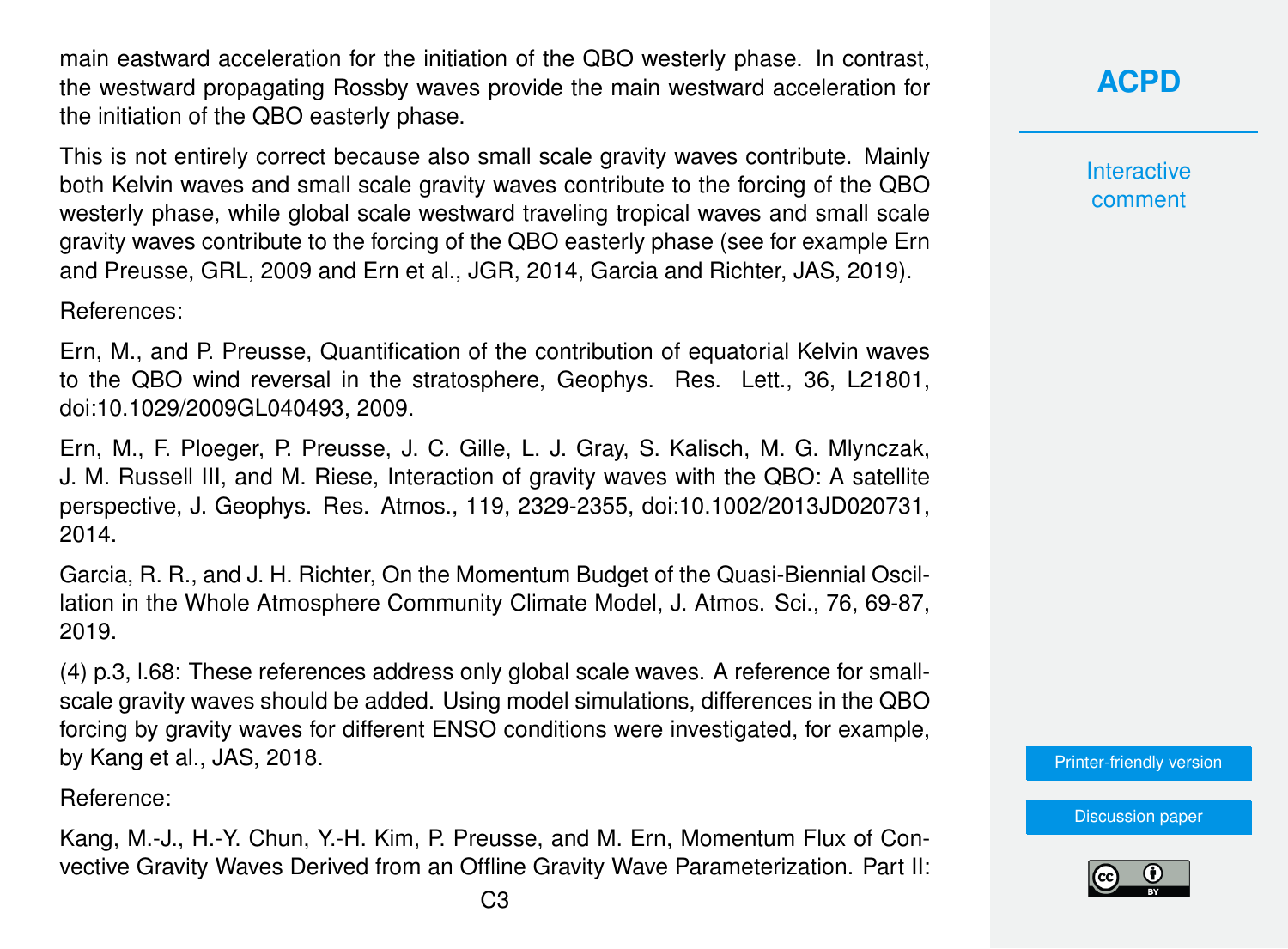main eastward acceleration for the initiation of the QBO westerly phase. In contrast, the westward propagating Rossby waves provide the main westward acceleration for the initiation of the QBO easterly phase.

This is not entirely correct because also small scale gravity waves contribute. Mainly both Kelvin waves and small scale gravity waves contribute to the forcing of the QBO westerly phase, while global scale westward traveling tropical waves and small scale gravity waves contribute to the forcing of the QBO easterly phase (see for example Ern and Preusse, GRL, 2009 and Ern et al., JGR, 2014, Garcia and Richter, JAS, 2019).

References:

Ern, M., and P. Preusse, Quantification of the contribution of equatorial Kelvin waves to the QBO wind reversal in the stratosphere, Geophys. Res. Lett., 36, L21801, doi:10.1029/2009GL040493, 2009.

Ern, M., F. Ploeger, P. Preusse, J. C. Gille, L. J. Gray, S. Kalisch, M. G. Mlynczak, J. M. Russell III, and M. Riese, Interaction of gravity waves with the QBO: A satellite perspective, J. Geophys. Res. Atmos., 119, 2329-2355, doi:10.1002/2013JD020731, 2014.

Garcia, R. R., and J. H. Richter, On the Momentum Budget of the Quasi-Biennial Oscillation in the Whole Atmosphere Community Climate Model, J. Atmos. Sci., 76, 69-87, 2019.

(4) p.3, l.68: These references address only global scale waves. A reference for small-scale gravity waves should be added. Using model simulations, differences in the QBO forcing by gravity waves for different ENSO conditions were investigated, for example, by Kang et al., JAS, 2018.

Reference:

Kang, M.-J., H.-Y. Chun, Y.-H. Kim, P. Preusse, and M. Ern, Momentum Flux of Convective Gravity Waves Derived from an Offline Gravity Wave Parameterization. Part II: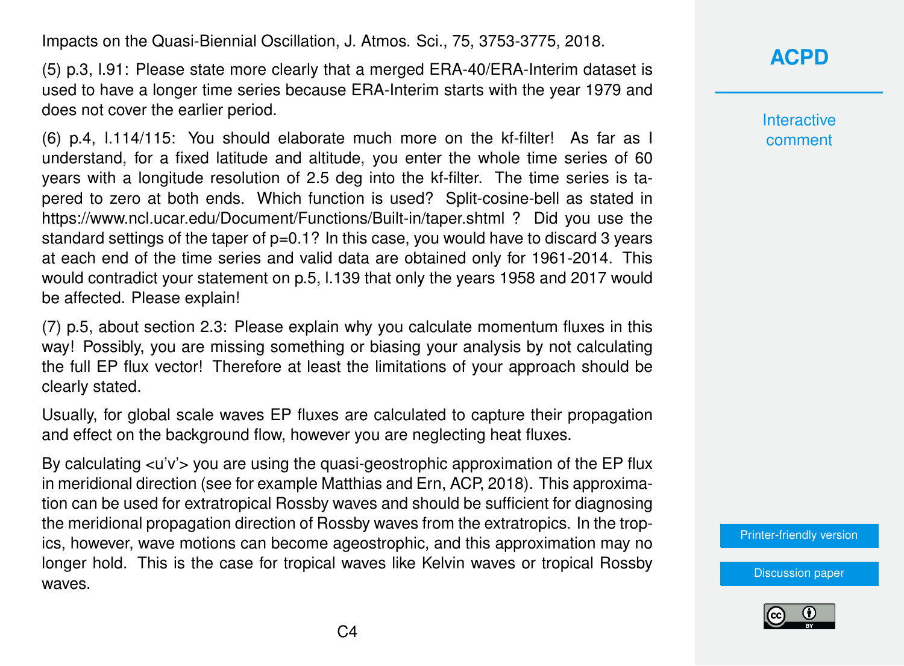Impacts on the Quasi-Biennial Oscillation, J. Atmos. Sci., 75, 3753-3775, 2018.

(5) p.3, l.91: Please state more clearly that a merged ERA-40/ERA-Interim dataset is used to have a longer time series because ERA-Interim starts with the year 1979 and does not cover the earlier period.

(6) p.4, l.114/115: You should elaborate much more on the kf-filter! As far as I understand, for a fixed latitude and altitude, you enter the whole time series of 60 years with a longitude resolution of 2.5 deg into the kf-filter. The time series is tapered to zero at both ends. Which function is used? Split-cosine-bell as stated in https://www.ncl.ucar.edu/Document/Functions/Built-in/taper.shtml ? Did you use the standard settings of the taper of p=0.1? In this case, you would have to discard 3 years at each end of the time series and valid data are obtained only for 1961-2014. This would contradict your statement on p.5, l.139 that only the years 1958 and 2017 would be affected. Please explain!

(7) p.5, about section 2.3: Please explain why you calculate momentum fluxes in this way! Possibly, you are missing something or biasing your analysis by not calculating the full EP flux vector! Therefore at least the limitations of your approach should be clearly stated.

Usually, for global scale waves EP fluxes are calculated to capture their propagation and effect on the background flow, however you are neglecting heat fluxes.

By calculating <u'v'> you are using the quasi-geostrophic approximation of the EP flux in meridional direction (see for example Matthias and Ern, ACP, 2018). This approximation can be used for extratropical Rossby waves and should be sufficient for diagnosing the meridional propagation direction of Rossby waves from the extratropics. In the tropics, however, wave motions can become ageostrophic, and this approximation may no longer hold. This is the case for tropical waves like Kelvin waves or tropical Rossby waves.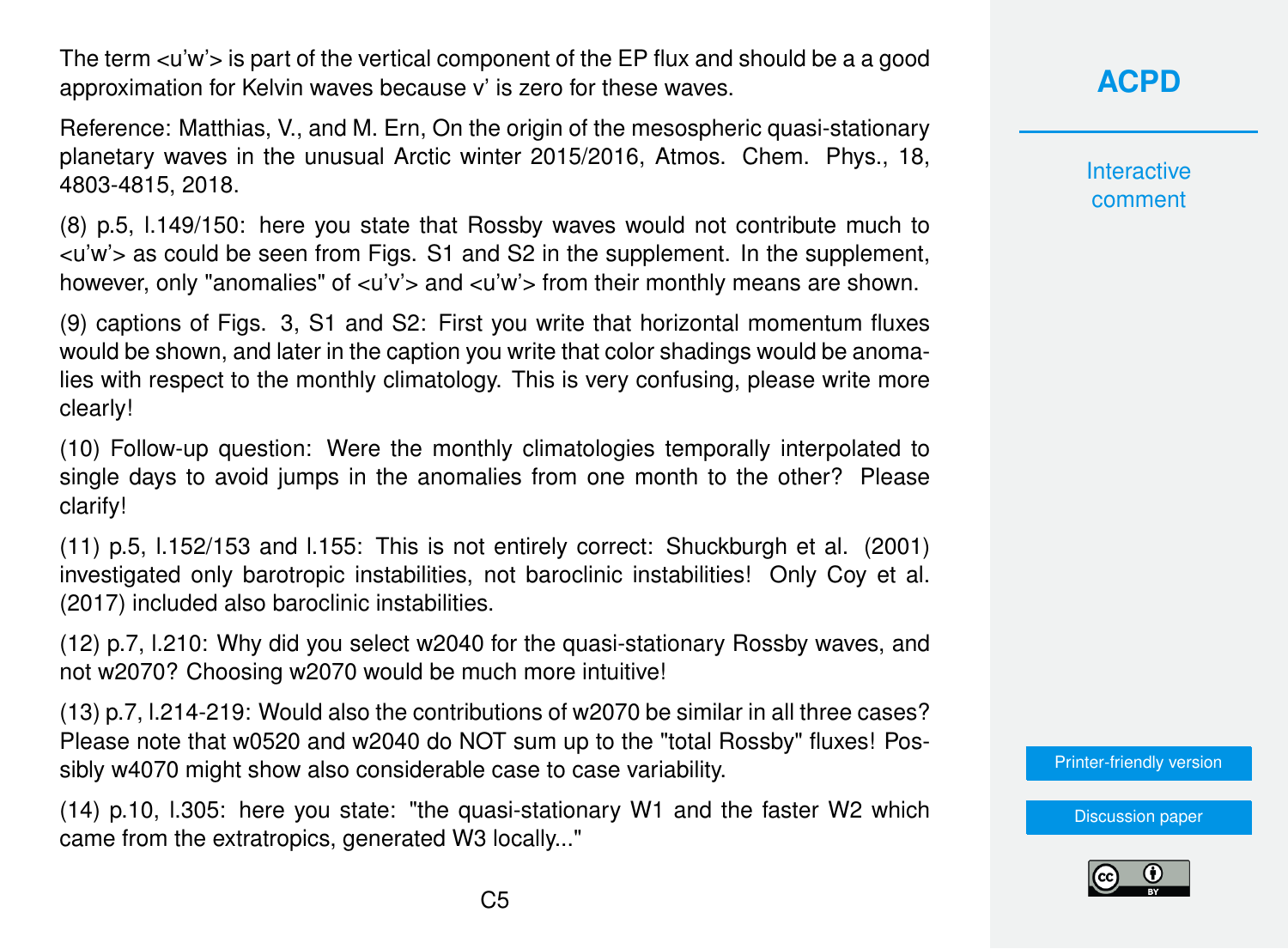The term <u'w'> is part of the vertical component of the EP flux and should be a a good approximation for Kelvin waves because v' is zero for these waves.

Reference: Matthias, V., and M. Ern, On the origin of the mesospheric quasi-stationary planetary waves in the unusual Arctic winter 2015/2016, Atmos. Chem. Phys., 18, 4803-4815, 2018.

(8) p.5, l.149/150: here you state that Rossby waves would not contribute much to <u'w'> as could be seen from Figs. S1 and S2 in the supplement. In the supplement, however, only "anomalies" of <u'v'> and <u'w'> from their monthly means are shown.

(9) captions of Figs. 3, S1 and S2: First you write that horizontal momentum fluxes would be shown, and later in the caption you write that color shadings would be anomalies with respect to the monthly climatology. This is very confusing, please write more clearly!

(10) Follow-up question: Were the monthly climatologies temporally interpolated to single days to avoid jumps in the anomalies from one month to the other? Please clarify!

(11) p.5, l.152/153 and l.155: This is not entirely correct: Shuckburgh et al. (2001) investigated only barotropic instabilities, not baroclinic instabilities! Only Coy et al. (2017) included also baroclinic instabilities.

(12) p.7, l.210: Why did you select w2040 for the quasi-stationary Rossby waves, and not w2070? Choosing w2070 would be much more intuitive!

(13) p.7, l.214-219: Would also the contributions of w2070 be similar in all three cases? Please note that w0520 and w2040 do NOT sum up to the "total Rossby" fluxes! Possibly w4070 might show also considerable case to case variability.

(14) p.10, l.305: here you state: "the quasi-stationary W1 and the faster W2 which came from the extratropics, generated W3 locally..."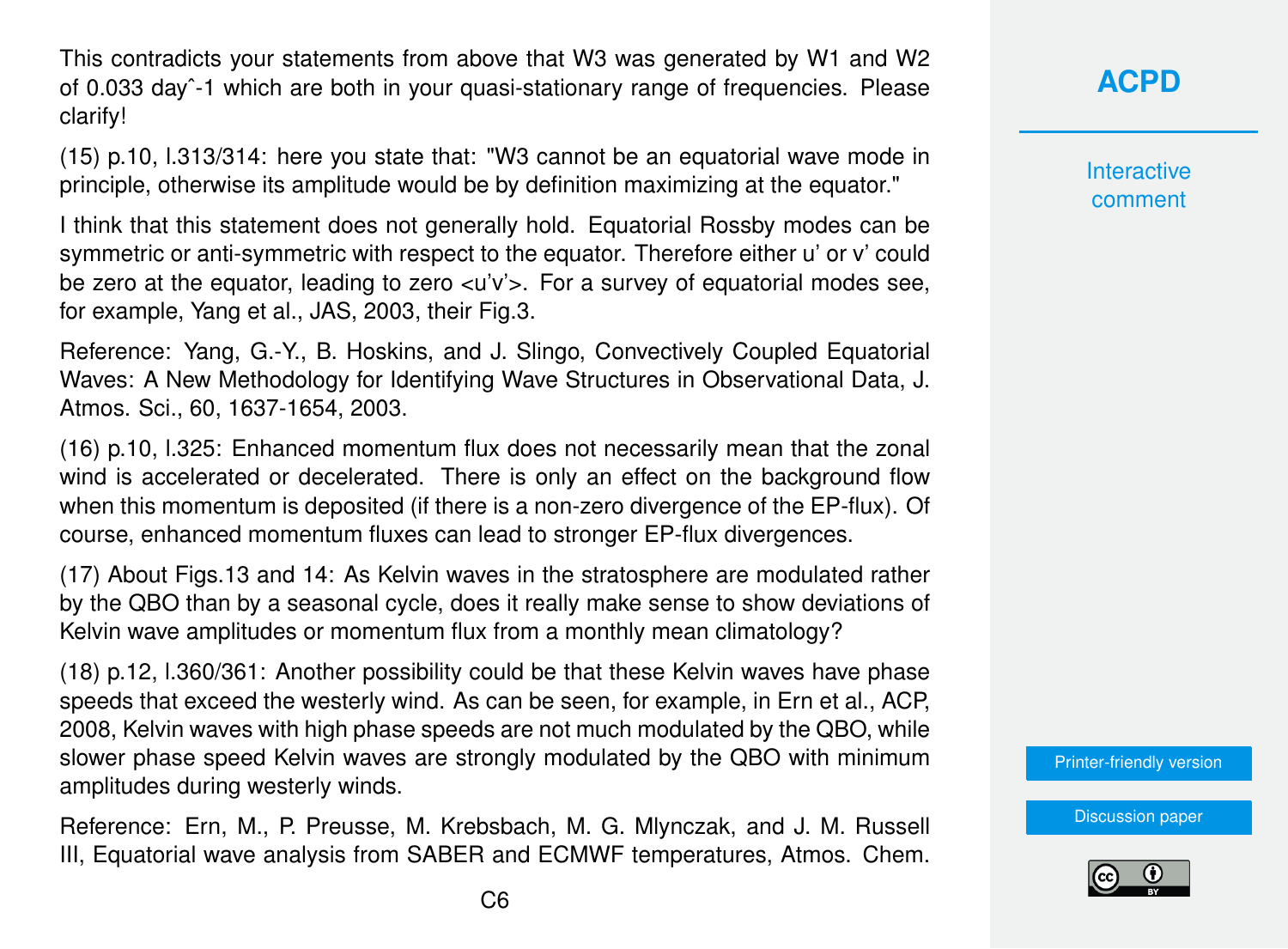This contradicts your statements from above that W3 was generated by W1 and W2 of 0.033 day^-1 which are both in your quasi-stationary range of frequencies. Please clarify!

(15) p.10, l.313/314: here you state that: "W3 cannot be an equatorial wave mode in principle, otherwise its amplitude would be by definition maximizing at the equator."

I think that this statement does not generally hold. Equatorial Rossby modes can be symmetric or anti-symmetric with respect to the equator. Therefore either u' or v' could be zero at the equator, leading to zero <u'v'>. For a survey of equatorial modes see, for example, Yang et al., JAS, 2003, their Fig.3.

Reference: Yang, G.-Y., B. Hoskins, and J. Slingo, Convectively Coupled Equatorial Waves: A New Methodology for Identifying Wave Structures in Observational Data, J. Atmos. Sci., 60, 1637-1654, 2003.

(16) p.10, l.325: Enhanced momentum flux does not necessarily mean that the zonal wind is accelerated or decelerated. There is only an effect on the background flow when this momentum is deposited (if there is a non-zero divergence of the EP-flux). Of course, enhanced momentum fluxes can lead to stronger EP-flux divergences.

(17) About Figs.13 and 14: As Kelvin waves in the stratosphere are modulated rather by the QBO than by a seasonal cycle, does it really make sense to show deviations of Kelvin wave amplitudes or momentum flux from a monthly mean climatology?

(18) p.12, l.360/361: Another possibility could be that these Kelvin waves have phase speeds that exceed the westerly wind. As can be seen, for example, in Ern et al., ACP, 2008, Kelvin waves with high phase speeds are not much modulated by the QBO, while slower phase speed Kelvin waves are strongly modulated by the QBO with minimum amplitudes during westerly winds.

Reference: Ern, M., P. Preusse, M. Krebsbach, M. G. Mlynczak, and J. M. Russell III, Equatorial wave analysis from SABER and ECMWF temperatures, Atmos. Chem.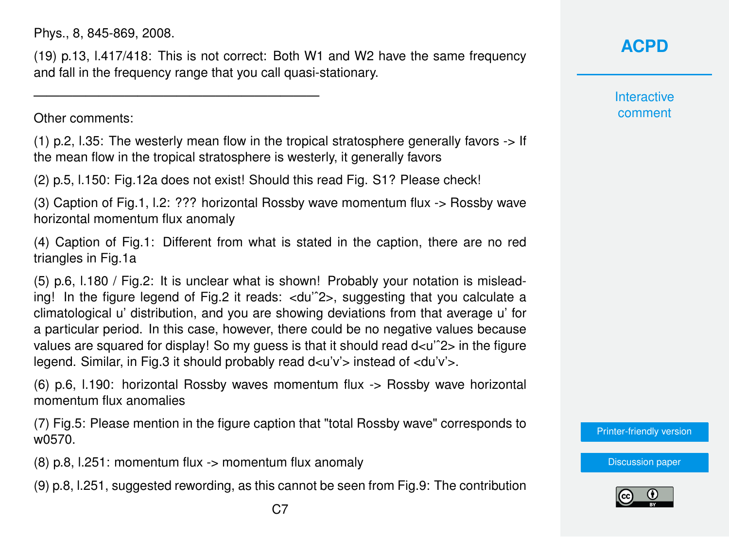Phys., 8, 845-869, 2008.

(19) p.13, l.417/418: This is not correct: Both W1 and W2 have the same frequency and fall in the frequency range that you call quasi-stationary.

---

Other comments:

(1) p.2, l.35: The westerly mean flow in the tropical stratosphere generally favors -> If the mean flow in the tropical stratosphere is westerly, it generally favors

(2) p.5, l.150: Fig.12a does not exist! Should this read Fig. S1? Please check!

(3) Caption of Fig.1, l.2: ??? horizontal Rossby wave momentum flux -> Rossby wave horizontal momentum flux anomaly

(4) Caption of Fig.1: Different from what is stated in the caption, there are no red triangles in Fig.1a

(5) p.6, l.180 / Fig.2: It is unclear what is shown! Probably your notation is misleading! In the figure legend of Fig.2 it reads: <du'ˆ2>, suggesting that you calculate a climatological u' distribution, and you are showing deviations from that average u' for a particular period. In this case, however, there could be no negative values because values are squared for display! So my guess is that it should read d<u'ˆ2> in the figure legend. Similar, in Fig.3 it should probably read d<u'v'> instead of <du'v'>.

(6) p.6, l.190: horizontal Rossby waves momentum flux -> Rossby wave horizontal momentum flux anomalies

(7) Fig.5: Please mention in the figure caption that "total Rossby wave" corresponds to w0570.

(8) p.8, l.251: momentum flux -> momentum flux anomaly

(9) p.8, l.251, suggested rewording, as this cannot be seen from Fig.9: The contribution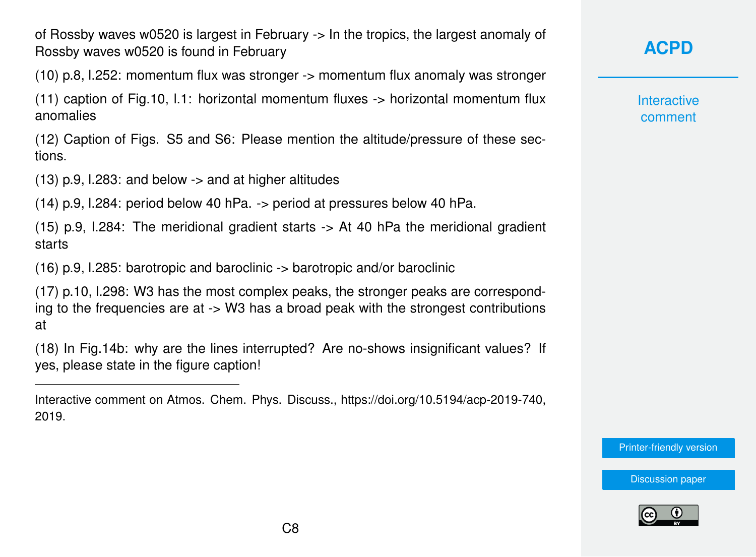of Rossby waves w0520 is largest in February -> In the tropics, the largest anomaly of Rossby waves w0520 is found in February

(10) p.8, l.252: momentum flux was stronger -> momentum flux anomaly was stronger

(11) caption of Fig.10, l.1: horizontal momentum fluxes -> horizontal momentum flux anomalies

(12) Caption of Figs. S5 and S6: Please mention the altitude/pressure of these sections.

(13) p.9, l.283: and below -> and at higher altitudes

(14) p.9, l.284: period below 40 hPa. -> period at pressures below 40 hPa.

(15) p.9, l.284: The meridional gradient starts -> At 40 hPa the meridional gradient starts

(16) p.9, l.285: barotropic and baroclinic -> barotropic and/or baroclinic

(17) p.10, l.298: W3 has the most complex peaks, the stronger peaks are corresponding to the frequencies are at -> W3 has a broad peak with the strongest contributions at

(18) In Fig.14b: why are the lines interrupted? Are no-shows insignificant values? If yes, please state in the figure caption!

---

Interactive comment on Atmos. Chem. Phys. Discuss., https://doi.org/10.5194/acp-2019-740, 2019.